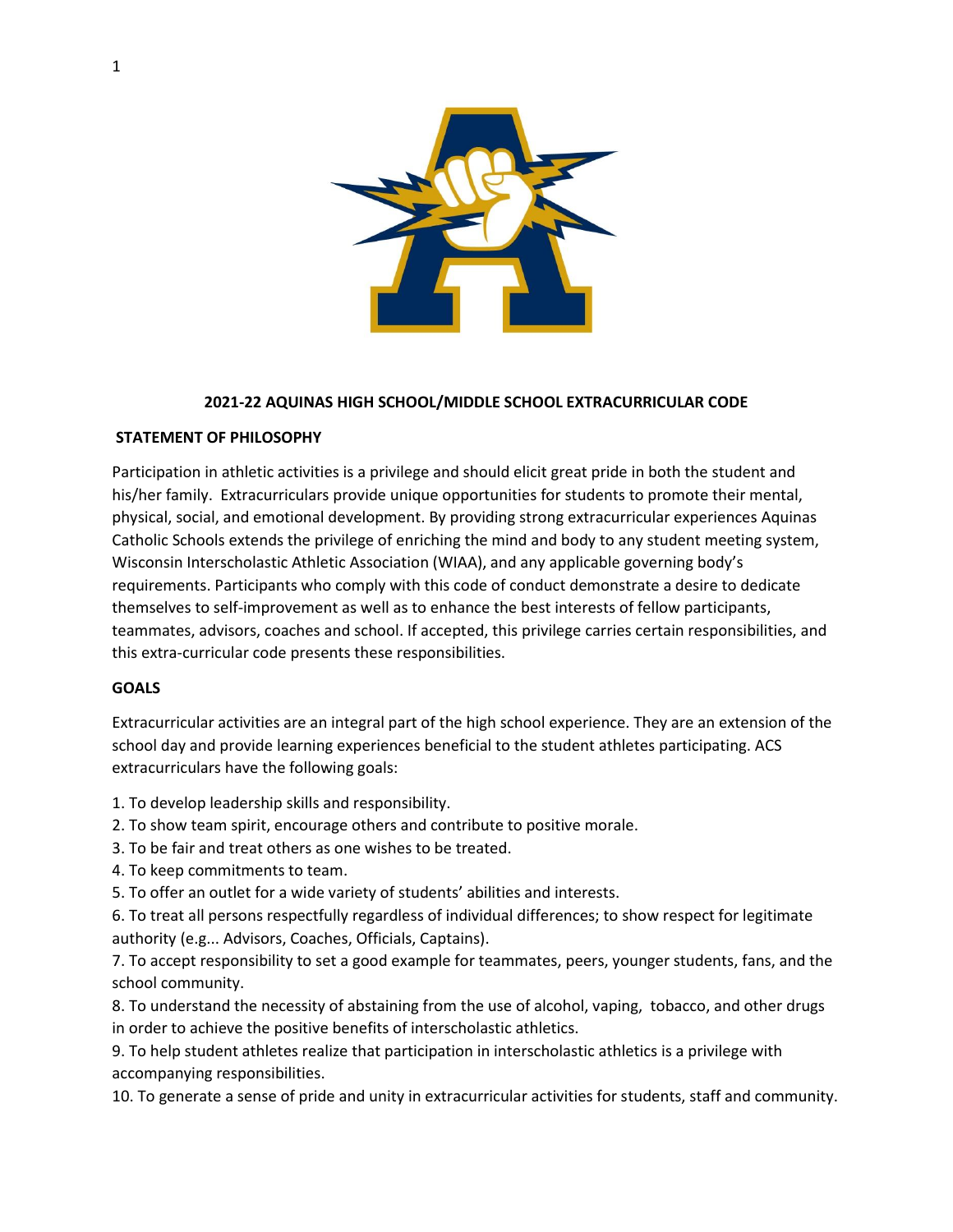## 2021-22 AQUINAS HIGH SCHOOL/MIDDLE SCHOOL EXTRACURRICULAR CODE

### STATEMENT OF PHILOSOPHY

Participation in athletic activities is a privilege and should elicit great pride in both the student and his/her family. Extracurriculars provide unique opportunities for students to promote their mental, physical, social, and emotional development. By providing strong extracurricular experiences Aquinas Catholic Schools extends the privilege of enriching the mind and body to any student meeting system, Wisconsin Interscholastic Athletic Association (WIAA), and any applicable governing body's requirements. Participants who comply with this code of conduct demonstrate a desire to dedicate themselves to self-improvement as well as to enhance the best interests of fellow participants, teammates, advisors, coaches and school. If accepted, this privilege carries certain responsibilities, and this extra-curricular code presents these responsibilities.

### GOALS

Extracurricular activities are an integral part of the high school experience. They are an extension of the school day and provide learning experiences beneficial to the student athletes participating. ACS extracurriculars have the following goals:

1. To develop leadership skills and responsibility.
2. To show team spirit, encourage others and contribute to positive morale.
3. To be fair and treat others as one wishes to be treated.
4. To keep commitments to team.
5. To offer an outlet for a wide variety of students' abilities and interests.
6. To treat all persons respectfully regardless of individual differences; to show respect for legitimate authority (e.g... Advisors, Coaches, Officials, Captains).
7. To accept responsibility to set a good example for teammates, peers, younger students, fans, and the school community.
8. To understand the necessity of abstaining from the use of alcohol, vaping, tobacco, and other drugs in order to achieve the positive benefits of interscholastic athletics.
9. To help student athletes realize that participation in interscholastic athletics is a privilege with accompanying responsibilities.
10. To generate a sense of pride and unity in extracurricular activities for students, staff and community.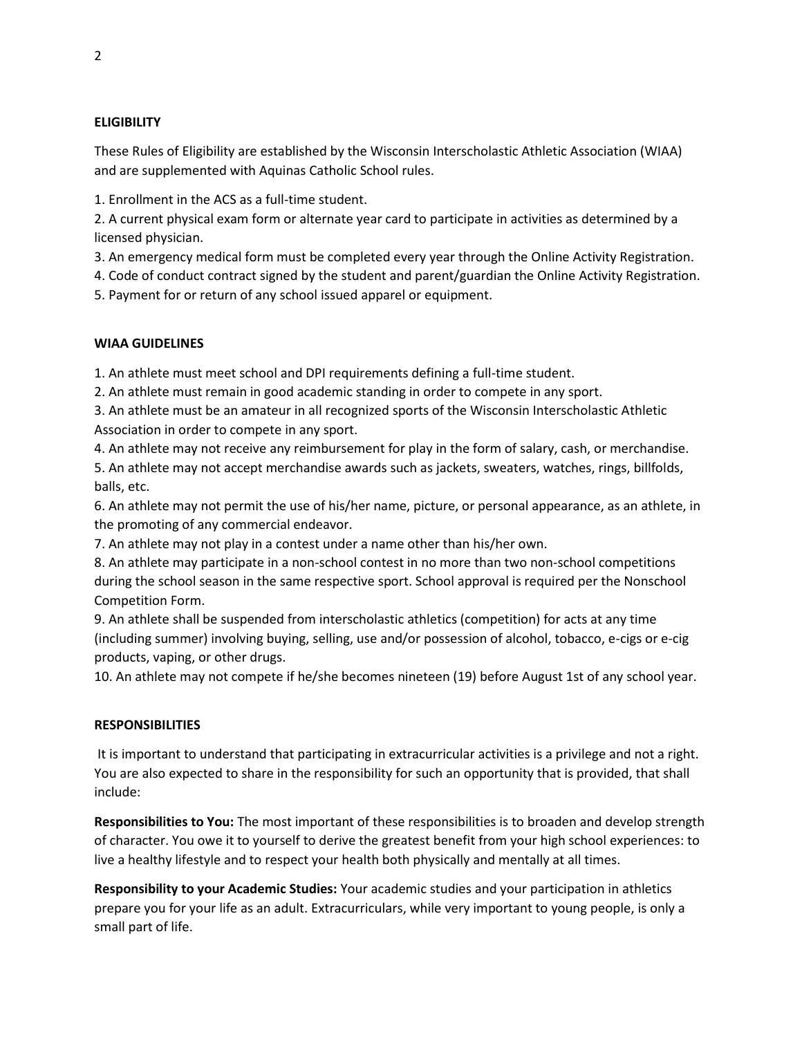## ELIGIBILITY

These Rules of Eligibility are established by the Wisconsin Interscholastic Athletic Association (WIAA) and are supplemented with Aquinas Catholic School rules.

1. Enrollment in the ACS as a full-time student.
2. A current physical exam form or alternate year card to participate in activities as determined by a licensed physician.
3. An emergency medical form must be completed every year through the Online Activity Registration.
4. Code of conduct contract signed by the student and parent/guardian the Online Activity Registration.
5. Payment for or return of any school issued apparel or equipment.

## WIAA GUIDELINES

1. An athlete must meet school and DPI requirements defining a full-time student.
2. An athlete must remain in good academic standing in order to compete in any sport.
3. An athlete must be an amateur in all recognized sports of the Wisconsin Interscholastic Athletic Association in order to compete in any sport.
4. An athlete may not receive any reimbursement for play in the form of salary, cash, or merchandise.
5. An athlete may not accept merchandise awards such as jackets, sweaters, watches, rings, billfolds, balls, etc.
6. An athlete may not permit the use of his/her name, picture, or personal appearance, as an athlete, in the promoting of any commercial endeavor.
7. An athlete may not play in a contest under a name other than his/her own.
8. An athlete may participate in a non-school contest in no more than two non-school competitions during the school season in the same respective sport. School approval is required per the Nonschool Competition Form.
9. An athlete shall be suspended from interscholastic athletics (competition) for acts at any time (including summer) involving buying, selling, use and/or possession of alcohol, tobacco, e-cigs or e-cig products, vaping, or other drugs.
10. An athlete may not compete if he/she becomes nineteen (19) before August 1st of any school year.

## RESPONSIBILITIES

It is important to understand that participating in extracurricular activities is a privilege and not a right. You are also expected to share in the responsibility for such an opportunity that is provided, that shall include:

**Responsibilities to You:** The most important of these responsibilities is to broaden and develop strength of character. You owe it to yourself to derive the greatest benefit from your high school experiences: to live a healthy lifestyle and to respect your health both physically and mentally at all times.

**Responsibility to your Academic Studies:** Your academic studies and your participation in athletics prepare you for your life as an adult. Extracurriculars, while very important to young people, is only a small part of life.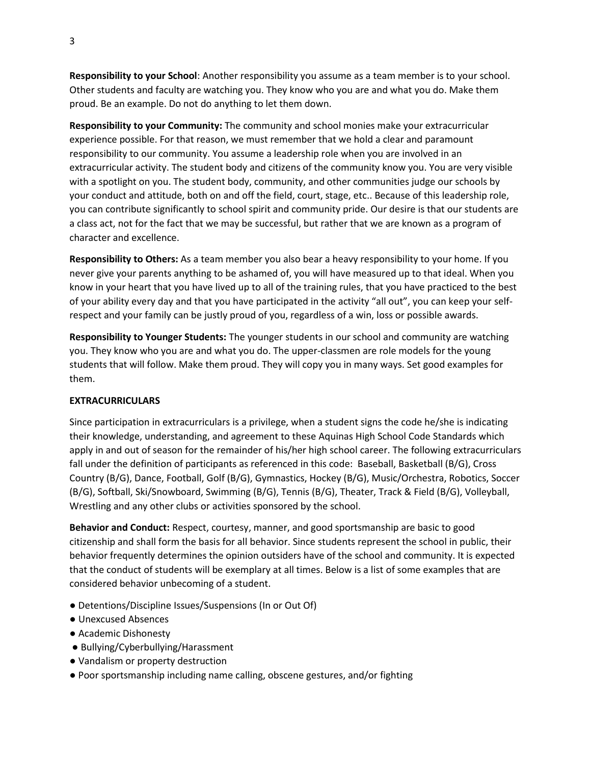**Responsibility to your School**: Another responsibility you assume as a team member is to your school. Other students and faculty are watching you. They know who you are and what you do. Make them proud. Be an example. Do not do anything to let them down.

**Responsibility to your Community:** The community and school monies make your extracurricular experience possible. For that reason, we must remember that we hold a clear and paramount responsibility to our community. You assume a leadership role when you are involved in an extracurricular activity. The student body and citizens of the community know you. You are very visible with a spotlight on you. The student body, community, and other communities judge our schools by your conduct and attitude, both on and off the field, court, stage, etc.. Because of this leadership role, you can contribute significantly to school spirit and community pride. Our desire is that our students are a class act, not for the fact that we may be successful, but rather that we are known as a program of character and excellence.

**Responsibility to Others:** As a team member you also bear a heavy responsibility to your home. If you never give your parents anything to be ashamed of, you will have measured up to that ideal. When you know in your heart that you have lived up to all of the training rules, that you have practiced to the best of your ability every day and that you have participated in the activity "all out", you can keep your self-respect and your family can be justly proud of you, regardless of a win, loss or possible awards.

**Responsibility to Younger Students:** The younger students in our school and community are watching you. They know who you are and what you do. The upper-classmen are role models for the young students that will follow. Make them proud. They will copy you in many ways. Set good examples for them.

**EXTRACURRICULARS**

Since participation in extracurriculars is a privilege, when a student signs the code he/she is indicating their knowledge, understanding, and agreement to these Aquinas High School Code Standards which apply in and out of season for the remainder of his/her high school career. The following extracurriculars fall under the definition of participants as referenced in this code: Baseball, Basketball (B/G), Cross Country (B/G), Dance, Football, Golf (B/G), Gymnastics, Hockey (B/G), Music/Orchestra, Robotics, Soccer (B/G), Softball, Ski/Snowboard, Swimming (B/G), Tennis (B/G), Theater, Track & Field (B/G), Volleyball, Wrestling and any other clubs or activities sponsored by the school.

**Behavior and Conduct:** Respect, courtesy, manner, and good sportsmanship are basic to good citizenship and shall form the basis for all behavior. Since students represent the school in public, their behavior frequently determines the opinion outsiders have of the school and community. It is expected that the conduct of students will be exemplary at all times. Below is a list of some examples that are considered behavior unbecoming of a student.

- Detentions/Discipline Issues/Suspensions (In or Out Of)
- Unexcused Absences
- Academic Dishonesty
- Bullying/Cyberbullying/Harassment
- Vandalism or property destruction
- Poor sportsmanship including name calling, obscene gestures, and/or fighting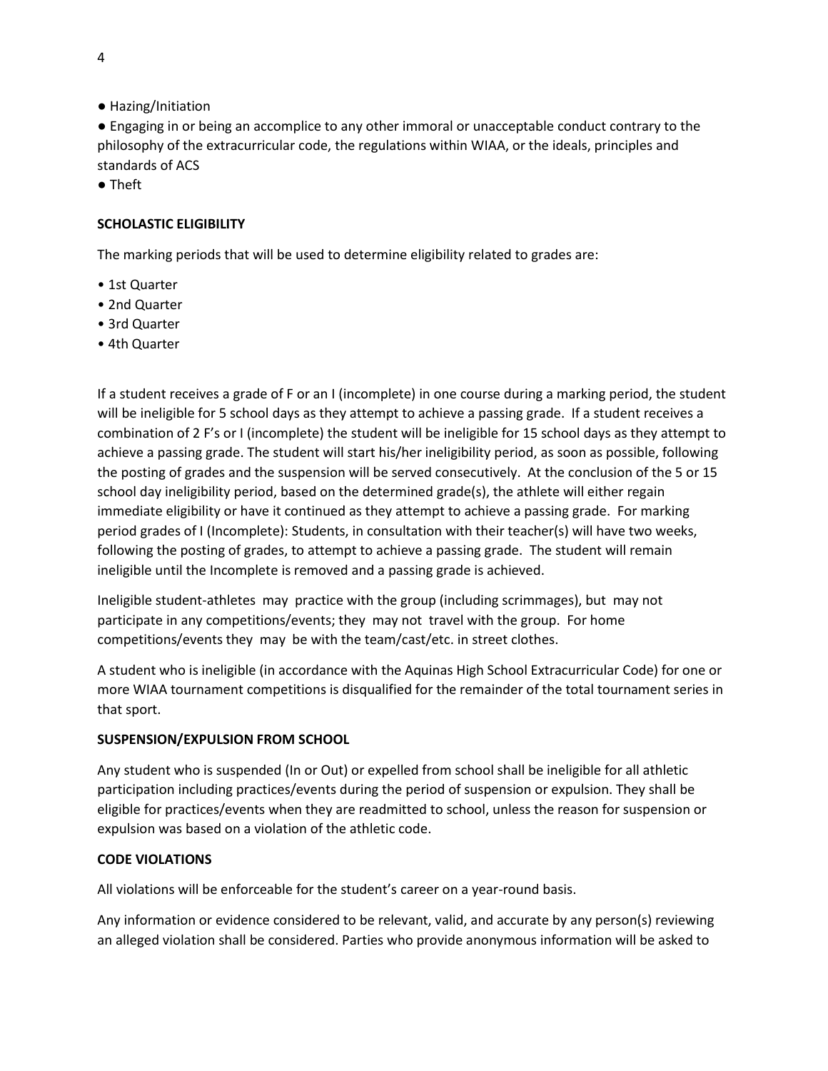- Hazing/Initiation
- Engaging in or being an accomplice to any other immoral or unacceptable conduct contrary to the philosophy of the extracurricular code, the regulations within WIAA, or the ideals, principles and standards of ACS
- Theft

**SCHOLASTIC ELIGIBILITY**

The marking periods that will be used to determine eligibility related to grades are:

- 1st Quarter
- 2nd Quarter
- 3rd Quarter
- 4th Quarter

If a student receives a grade of F or an I (incomplete) in one course during a marking period, the student will be ineligible for 5 school days as they attempt to achieve a passing grade. If a student receives a combination of 2 F's or I (incomplete) the student will be ineligible for 15 school days as they attempt to achieve a passing grade. The student will start his/her ineligibility period, as soon as possible, following the posting of grades and the suspension will be served consecutively. At the conclusion of the 5 or 15 school day ineligibility period, based on the determined grade(s), the athlete will either regain immediate eligibility or have it continued as they attempt to achieve a passing grade. For marking period grades of I (Incomplete): Students, in consultation with their teacher(s) will have two weeks, following the posting of grades, to attempt to achieve a passing grade. The student will remain ineligible until the Incomplete is removed and a passing grade is achieved.

Ineligible student-athletes may practice with the group (including scrimmages), but may not participate in any competitions/events; they may not travel with the group. For home competitions/events they may be with the team/cast/etc. in street clothes.

A student who is ineligible (in accordance with the Aquinas High School Extracurricular Code) for one or more WIAA tournament competitions is disqualified for the remainder of the total tournament series in that sport.

**SUSPENSION/EXPULSION FROM SCHOOL**

Any student who is suspended (In or Out) or expelled from school shall be ineligible for all athletic participation including practices/events during the period of suspension or expulsion. They shall be eligible for practices/events when they are readmitted to school, unless the reason for suspension or expulsion was based on a violation of the athletic code.

**CODE VIOLATIONS**

All violations will be enforceable for the student's career on a year-round basis.

Any information or evidence considered to be relevant, valid, and accurate by any person(s) reviewing an alleged violation shall be considered. Parties who provide anonymous information will be asked to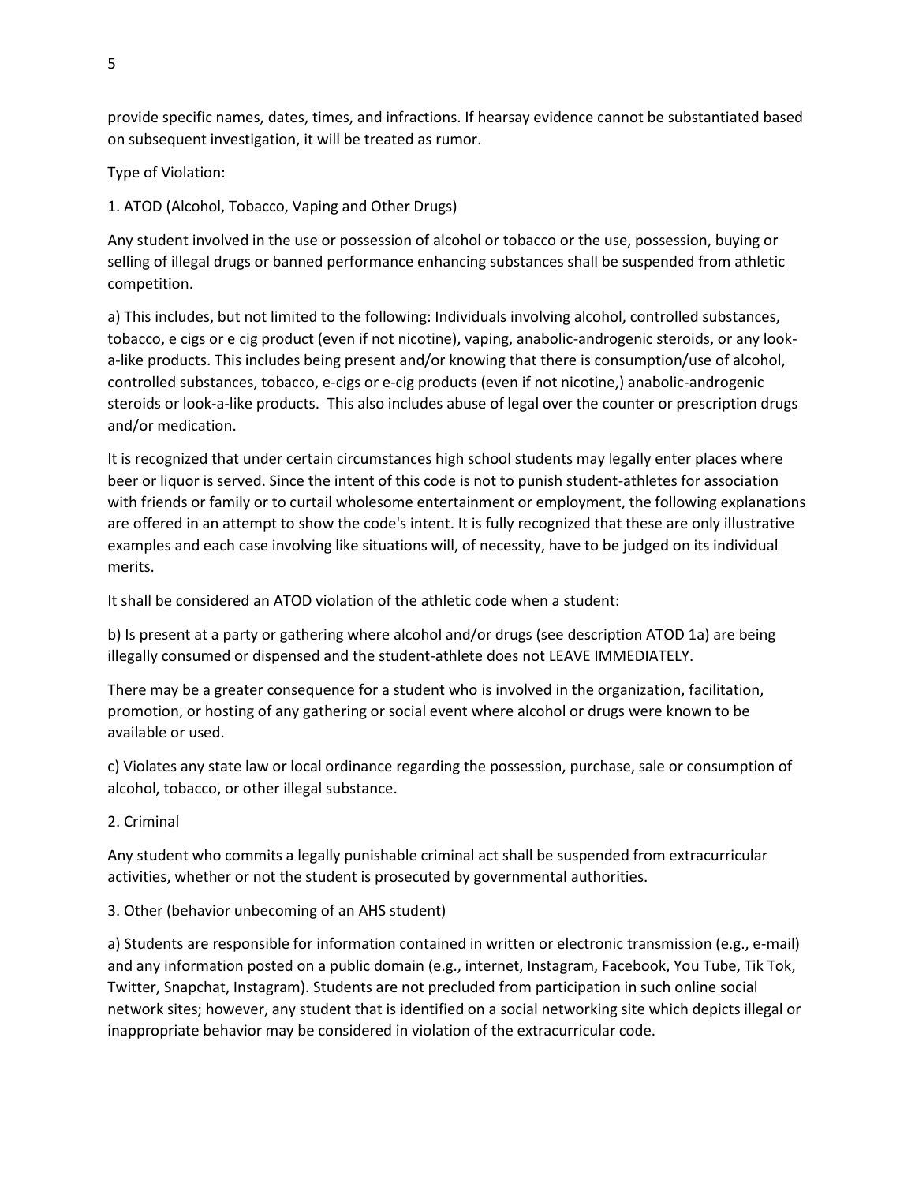provide specific names, dates, times, and infractions. If hearsay evidence cannot be substantiated based on subsequent investigation, it will be treated as rumor.

Type of Violation:

1. ATOD (Alcohol, Tobacco, Vaping and Other Drugs)

Any student involved in the use or possession of alcohol or tobacco or the use, possession, buying or selling of illegal drugs or banned performance enhancing substances shall be suspended from athletic competition.

a) This includes, but not limited to the following: Individuals involving alcohol, controlled substances, tobacco, e cigs or e cig product (even if not nicotine), vaping, anabolic-androgenic steroids, or any look-a-like products. This includes being present and/or knowing that there is consumption/use of alcohol, controlled substances, tobacco, e-cigs or e-cig products (even if not nicotine,) anabolic-androgenic steroids or look-a-like products. This also includes abuse of legal over the counter or prescription drugs and/or medication.

It is recognized that under certain circumstances high school students may legally enter places where beer or liquor is served. Since the intent of this code is not to punish student-athletes for association with friends or family or to curtail wholesome entertainment or employment, the following explanations are offered in an attempt to show the code's intent. It is fully recognized that these are only illustrative examples and each case involving like situations will, of necessity, have to be judged on its individual merits.

It shall be considered an ATOD violation of the athletic code when a student:

b) Is present at a party or gathering where alcohol and/or drugs (see description ATOD 1a) are being illegally consumed or dispensed and the student-athlete does not LEAVE IMMEDIATELY.

There may be a greater consequence for a student who is involved in the organization, facilitation, promotion, or hosting of any gathering or social event where alcohol or drugs were known to be available or used.

c) Violates any state law or local ordinance regarding the possession, purchase, sale or consumption of alcohol, tobacco, or other illegal substance.

2. Criminal

Any student who commits a legally punishable criminal act shall be suspended from extracurricular activities, whether or not the student is prosecuted by governmental authorities.

3. Other (behavior unbecoming of an AHS student)

a) Students are responsible for information contained in written or electronic transmission (e.g., e-mail) and any information posted on a public domain (e.g., internet, Instagram, Facebook, You Tube, Tik Tok, Twitter, Snapchat, Instagram). Students are not precluded from participation in such online social network sites; however, any student that is identified on a social networking site which depicts illegal or inappropriate behavior may be considered in violation of the extracurricular code.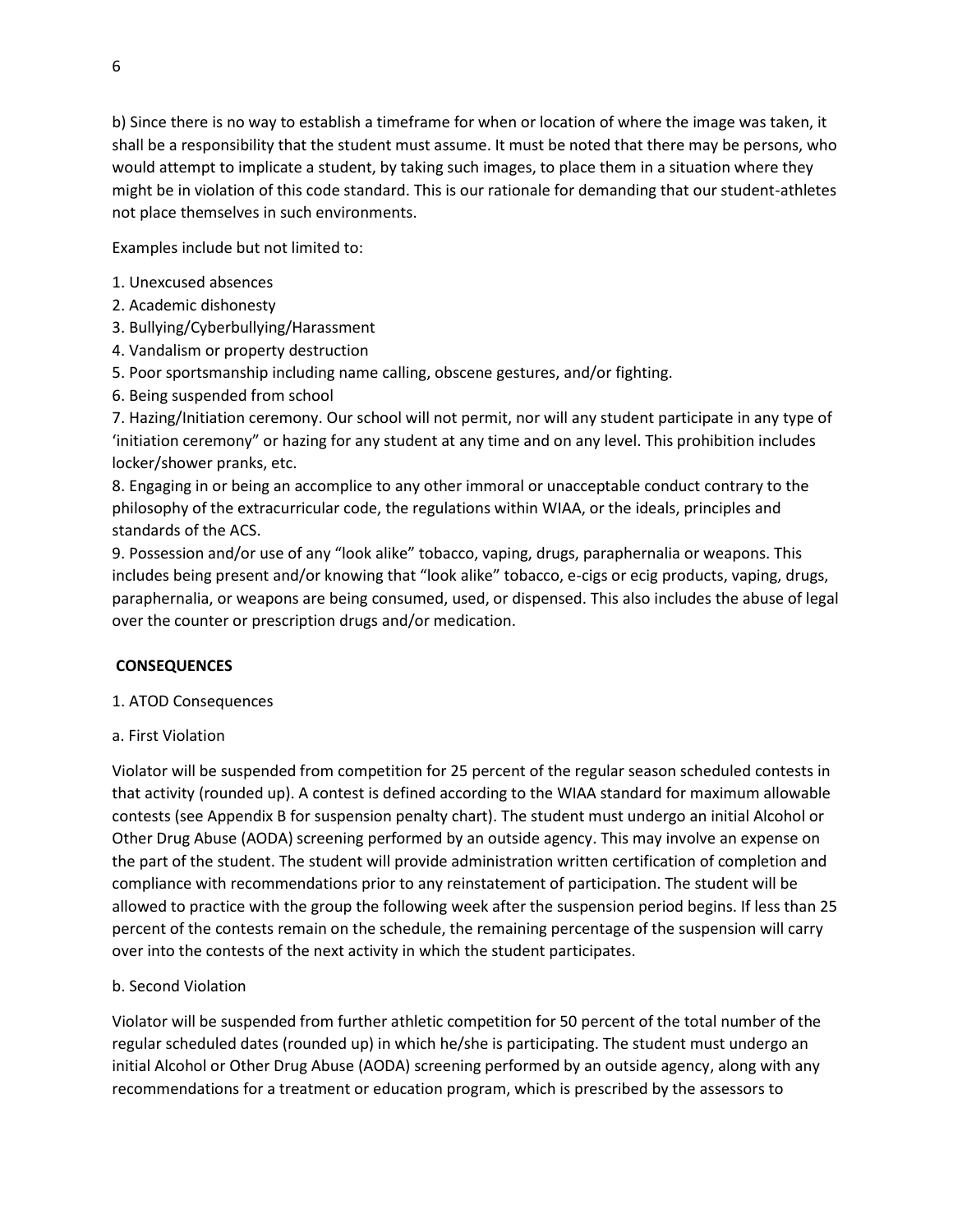b) Since there is no way to establish a timeframe for when or location of where the image was taken, it shall be a responsibility that the student must assume. It must be noted that there may be persons, who would attempt to implicate a student, by taking such images, to place them in a situation where they might be in violation of this code standard. This is our rationale for demanding that our student-athletes not place themselves in such environments.

Examples include but not limited to:

1. Unexcused absences
2. Academic dishonesty
3. Bullying/Cyberbullying/Harassment
4. Vandalism or property destruction
5. Poor sportsmanship including name calling, obscene gestures, and/or fighting.
6. Being suspended from school
7. Hazing/Initiation ceremony. Our school will not permit, nor will any student participate in any type of 'initiation ceremony" or hazing for any student at any time and on any level. This prohibition includes locker/shower pranks, etc.
8. Engaging in or being an accomplice to any other immoral or unacceptable conduct contrary to the philosophy of the extracurricular code, the regulations within WIAA, or the ideals, principles and standards of the ACS.
9. Possession and/or use of any "look alike" tobacco, vaping, drugs, paraphernalia or weapons. This includes being present and/or knowing that "look alike" tobacco, e-cigs or ecig products, vaping, drugs, paraphernalia, or weapons are being consumed, used, or dispensed. This also includes the abuse of legal over the counter or prescription drugs and/or medication.

## CONSEQUENCES

1. ATOD Consequences

a. First Violation

Violator will be suspended from competition for 25 percent of the regular season scheduled contests in that activity (rounded up). A contest is defined according to the WIAA standard for maximum allowable contests (see Appendix B for suspension penalty chart). The student must undergo an initial Alcohol or Other Drug Abuse (AODA) screening performed by an outside agency. This may involve an expense on the part of the student. The student will provide administration written certification of completion and compliance with recommendations prior to any reinstatement of participation. The student will be allowed to practice with the group the following week after the suspension period begins. If less than 25 percent of the contests remain on the schedule, the remaining percentage of the suspension will carry over into the contests of the next activity in which the student participates.

b. Second Violation

Violator will be suspended from further athletic competition for 50 percent of the total number of the regular scheduled dates (rounded up) in which he/she is participating. The student must undergo an initial Alcohol or Other Drug Abuse (AODA) screening performed by an outside agency, along with any recommendations for a treatment or education program, which is prescribed by the assessors to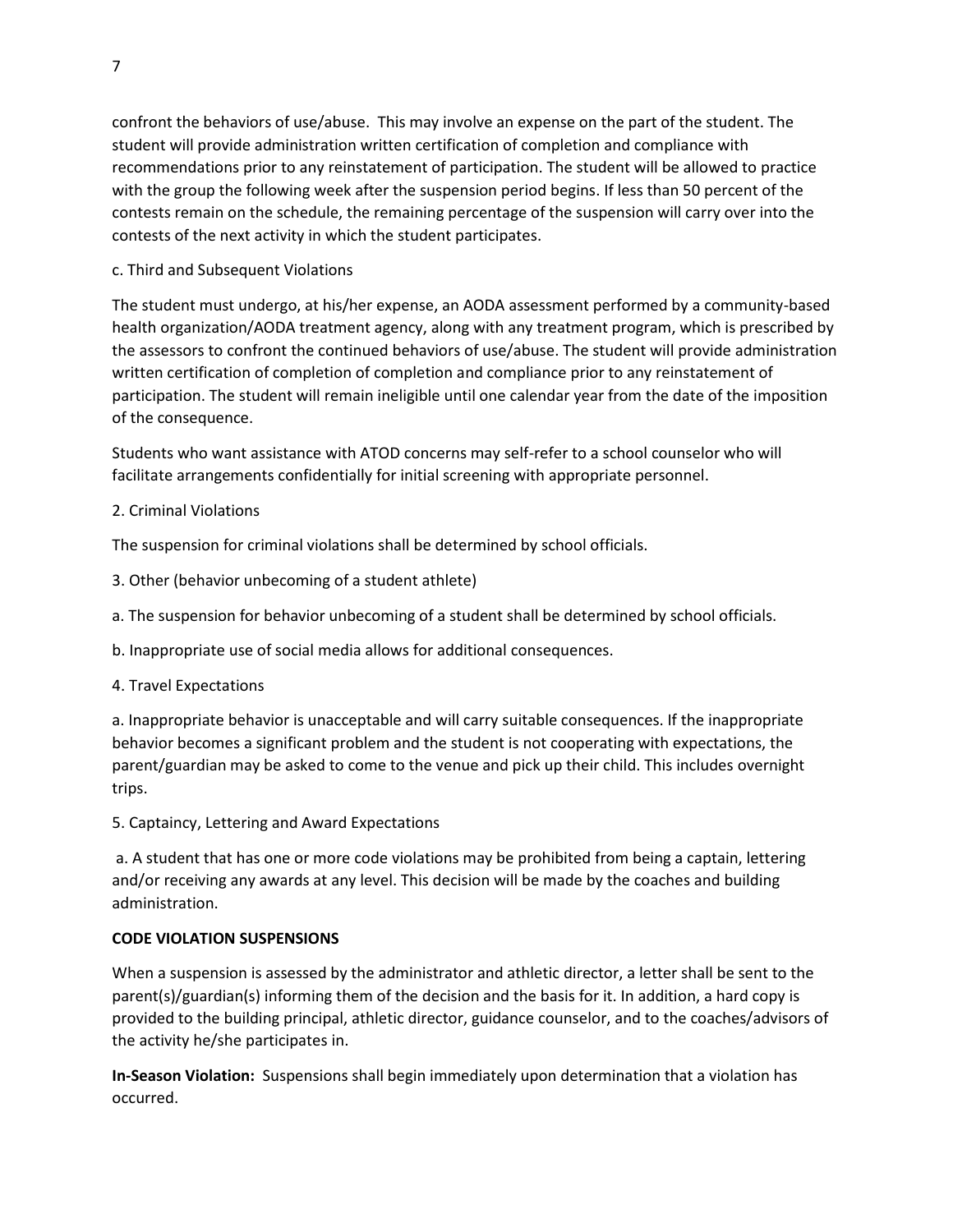confront the behaviors of use/abuse. This may involve an expense on the part of the student. The student will provide administration written certification of completion and compliance with recommendations prior to any reinstatement of participation. The student will be allowed to practice with the group the following week after the suspension period begins. If less than 50 percent of the contests remain on the schedule, the remaining percentage of the suspension will carry over into the contests of the next activity in which the student participates.

c. Third and Subsequent Violations

The student must undergo, at his/her expense, an AODA assessment performed by a community-based health organization/AODA treatment agency, along with any treatment program, which is prescribed by the assessors to confront the continued behaviors of use/abuse. The student will provide administration written certification of completion of completion and compliance prior to any reinstatement of participation. The student will remain ineligible until one calendar year from the date of the imposition of the consequence.

Students who want assistance with ATOD concerns may self-refer to a school counselor who will facilitate arrangements confidentially for initial screening with appropriate personnel.

2. Criminal Violations

The suspension for criminal violations shall be determined by school officials.

3. Other (behavior unbecoming of a student athlete)

a. The suspension for behavior unbecoming of a student shall be determined by school officials.

b. Inappropriate use of social media allows for additional consequences.

4. Travel Expectations

a. Inappropriate behavior is unacceptable and will carry suitable consequences. If the inappropriate behavior becomes a significant problem and the student is not cooperating with expectations, the parent/guardian may be asked to come to the venue and pick up their child. This includes overnight trips.

5. Captaincy, Lettering and Award Expectations

a. A student that has one or more code violations may be prohibited from being a captain, lettering and/or receiving any awards at any level. This decision will be made by the coaches and building administration.

**CODE VIOLATION SUSPENSIONS**

When a suspension is assessed by the administrator and athletic director, a letter shall be sent to the parent(s)/guardian(s) informing them of the decision and the basis for it. In addition, a hard copy is provided to the building principal, athletic director, guidance counselor, and to the coaches/advisors of the activity he/she participates in.

**In-Season Violation:** Suspensions shall begin immediately upon determination that a violation has occurred.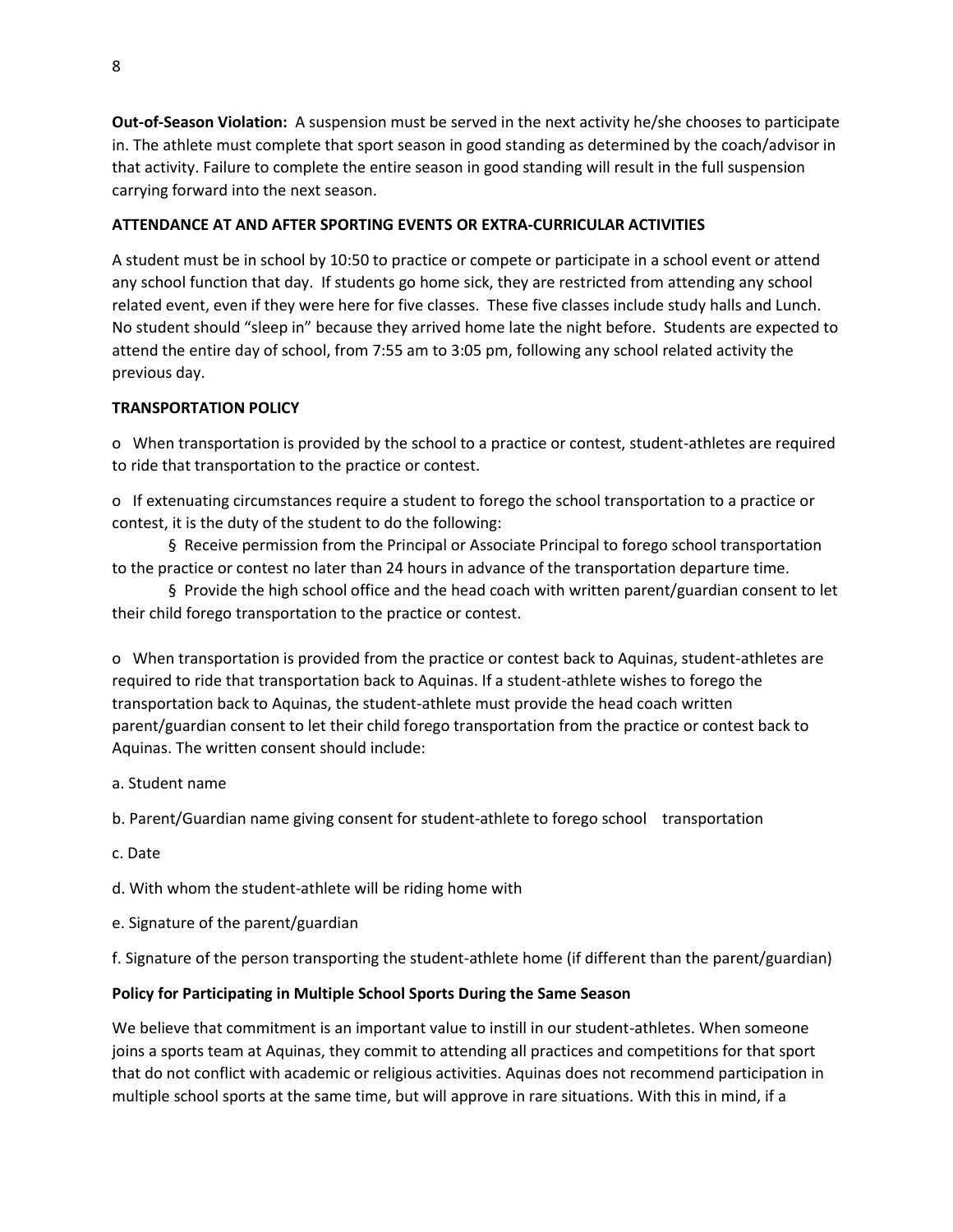**Out-of-Season Violation:** A suspension must be served in the next activity he/she chooses to participate in. The athlete must complete that sport season in good standing as determined by the coach/advisor in that activity. Failure to complete the entire season in good standing will result in the full suspension carrying forward into the next season.

**ATTENDANCE AT AND AFTER SPORTING EVENTS OR EXTRA-CURRICULAR ACTIVITIES**

A student must be in school by 10:50 to practice or compete or participate in a school event or attend any school function that day. If students go home sick, they are restricted from attending any school related event, even if they were here for five classes. These five classes include study halls and Lunch. No student should "sleep in" because they arrived home late the night before. Students are expected to attend the entire day of school, from 7:55 am to 3:05 pm, following any school related activity the previous day.

**TRANSPORTATION POLICY**

- When transportation is provided by the school to a practice or contest, student-athletes are required to ride that transportation to the practice or contest.
- If extenuating circumstances require a student to forego the school transportation to a practice or contest, it is the duty of the student to do the following:
  - Receive permission from the Principal or Associate Principal to forego school transportation to the practice or contest no later than 24 hours in advance of the transportation departure time.
  - Provide the high school office and the head coach with written parent/guardian consent to let their child forego transportation to the practice or contest.
- When transportation is provided from the practice or contest back to Aquinas, student-athletes are required to ride that transportation back to Aquinas. If a student-athlete wishes to forego the transportation back to Aquinas, the student-athlete must provide the head coach written parent/guardian consent to let their child forego transportation from the practice or contest back to Aquinas. The written consent should include:

a. Student name

b. Parent/Guardian name giving consent for student-athlete to forego school transportation

c. Date

d. With whom the student-athlete will be riding home with

e. Signature of the parent/guardian

f. Signature of the person transporting the student-athlete home (if different than the parent/guardian)

**Policy for Participating in Multiple School Sports During the Same Season**

We believe that commitment is an important value to instill in our student-athletes. When someone joins a sports team at Aquinas, they commit to attending all practices and competitions for that sport that do not conflict with academic or religious activities. Aquinas does not recommend participation in multiple school sports at the same time, but will approve in rare situations. With this in mind, if a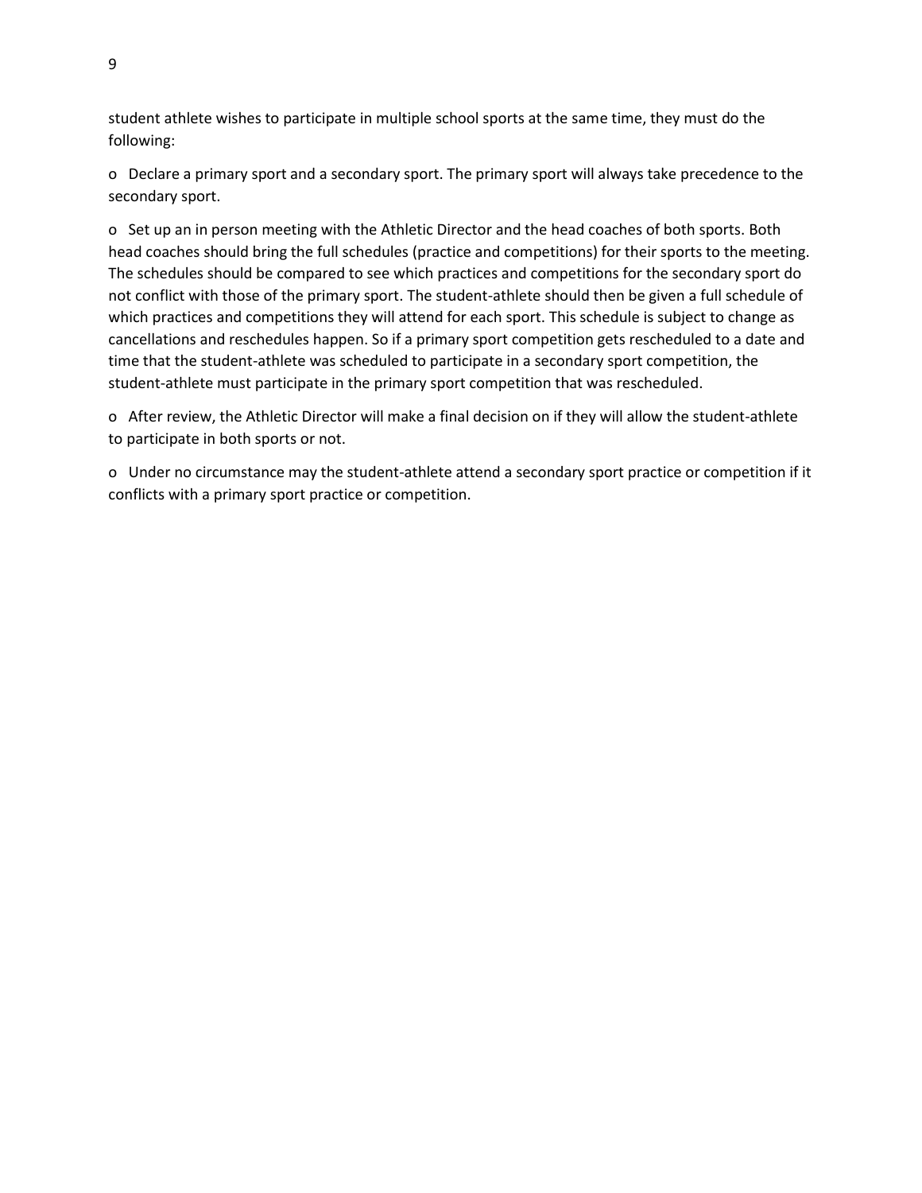student athlete wishes to participate in multiple school sports at the same time, they must do the following:

- Declare a primary sport and a secondary sport. The primary sport will always take precedence to the secondary sport.
- Set up an in person meeting with the Athletic Director and the head coaches of both sports. Both head coaches should bring the full schedules (practice and competitions) for their sports to the meeting. The schedules should be compared to see which practices and competitions for the secondary sport do not conflict with those of the primary sport. The student-athlete should then be given a full schedule of which practices and competitions they will attend for each sport. This schedule is subject to change as cancellations and reschedules happen. So if a primary sport competition gets rescheduled to a date and time that the student-athlete was scheduled to participate in a secondary sport competition, the student-athlete must participate in the primary sport competition that was rescheduled.
- After review, the Athletic Director will make a final decision on if they will allow the student-athlete to participate in both sports or not.
- Under no circumstance may the student-athlete attend a secondary sport practice or competition if it conflicts with a primary sport practice or competition.